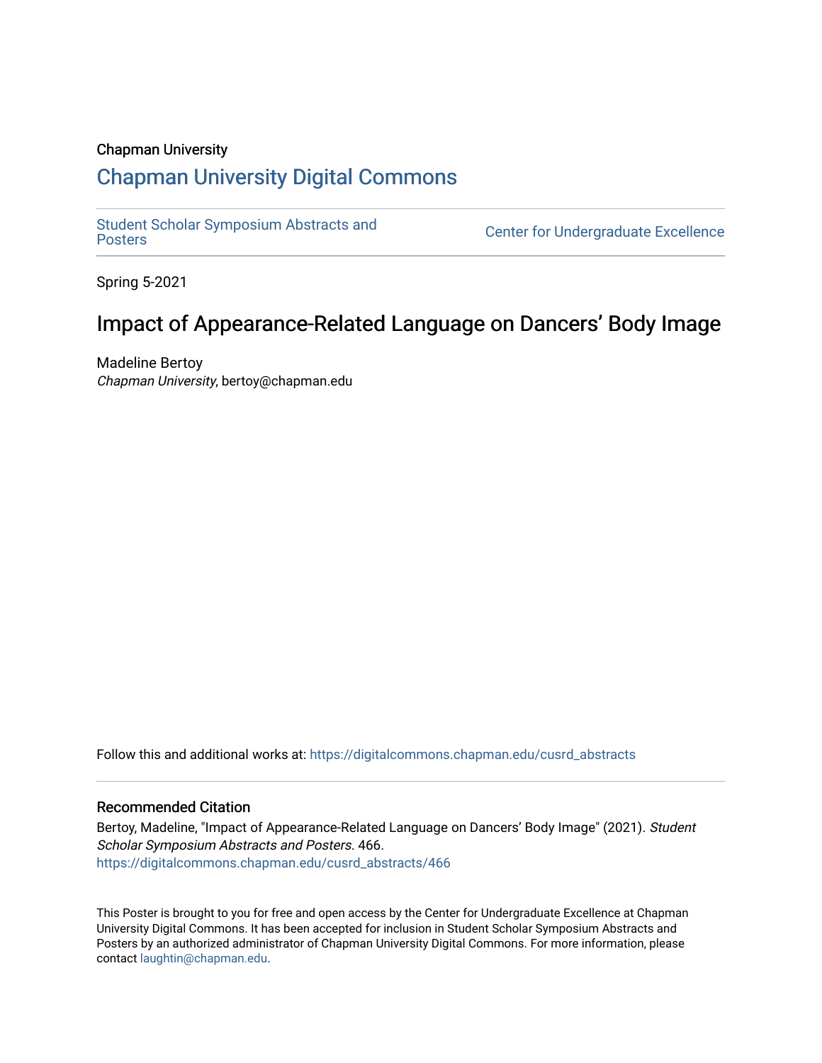Chapman University

## Chapman University Digital Commons

Student Scholar Symposium Abstracts and Posters

Center for Undergraduate Excellence

Spring 5-2021

# Impact of Appearance-Related Language on Dancers' Body Image

Madeline Bertoy
*Chapman University*, bertoy@chapman.edu

Follow this and additional works at: https://digitalcommons.chapman.edu/cusrd_abstracts

### Recommended Citation

Bertoy, Madeline, "Impact of Appearance-Related Language on Dancers' Body Image" (2021). *Student Scholar Symposium Abstracts and Posters*. 466.
https://digitalcommons.chapman.edu/cusrd_abstracts/466

This Poster is brought to you for free and open access by the Center for Undergraduate Excellence at Chapman University Digital Commons. It has been accepted for inclusion in Student Scholar Symposium Abstracts and Posters by an authorized administrator of Chapman University Digital Commons. For more information, please contact laughtin@chapman.edu.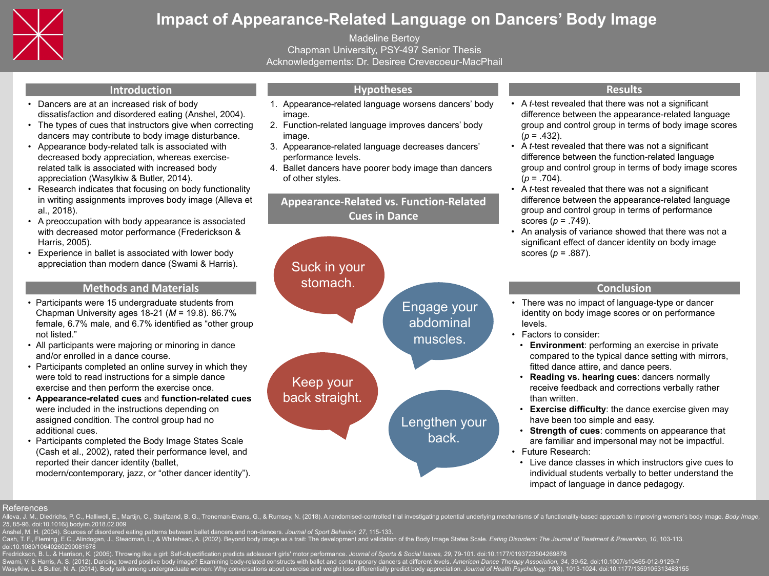# Impact of Appearance-Related Language on Dancers' Body Image

Madeline Bertoy
Chapman University, PSY-497 Senior Thesis
Acknowledgements: Dr. Desiree Crevecoeur-MacPhail

## Introduction

- Dancers are at an increased risk of body dissatisfaction and disordered eating (Anshel, 2004).
- The types of cues that instructors give when correcting dancers may contribute to body image disturbance.
- Appearance body-related talk is associated with decreased body appreciation, whereas exercise-related talk is associated with increased body appreciation (Wasylkiw & Butler, 2014).
- Research indicates that focusing on body functionality in writing assignments improves body image (Alleva et al., 2018).
- A preoccupation with body appearance is associated with decreased motor performance (Frederickson & Harris, 2005).
- Experience in ballet is associated with lower body appreciation than modern dance (Swami & Harris).

## Methods and Materials

- Participants were 15 undergraduate students from Chapman University ages 18-21 (*M* = 19.8). 86.7% female, 6.7% male, and 6.7% identified as "other group not listed."
- All participants were majoring or minoring in dance and/or enrolled in a dance course.
- Participants completed an online survey in which they were told to read instructions for a simple dance exercise and then perform the exercise once.
- **Appearance-related cues** and **function-related cues** were included in the instructions depending on assigned condition. The control group had no additional cues.
- Participants completed the Body Image States Scale (Cash et al., 2002), rated their performance level, and reported their dancer identity (ballet, modern/contemporary, jazz, or "other dancer identity").

## Hypotheses

1. Appearance-related language worsens dancers' body image.
2. Function-related language improves dancers' body image.
3. Appearance-related language decreases dancers' performance levels.
4. Ballet dancers have poorer body image than dancers of other styles.

## Appearance-Related vs. Function-Related Cues in Dance

Suck in your stomach.

Engage your abdominal muscles.

Keep your back straight.

Lengthen your back.

## Results

- A *t*-test revealed that there was not a significant difference between the appearance-related language group and control group in terms of body image scores ($p = .432$).
- A *t*-test revealed that there was not a significant difference between the function-related language group and control group in terms of body image scores ($p = .704$).
- A *t*-test revealed that there was not a significant difference between the appearance-related language group and control group in terms of performance scores ($p = .749$).
- An analysis of variance showed that there was not a significant effect of dancer identity on body image scores ($p = .887$).

## Conclusion

- There was no impact of language-type or dancer identity on body image scores or on performance levels.
- Factors to consider:
  - **Environment**: performing an exercise in private compared to the typical dance setting with mirrors, fitted dance attire, and dance peers.
  - **Reading vs. hearing cues**: dancers normally receive feedback and corrections verbally rather than written.
  - **Exercise difficulty**: the dance exercise given may have been too simple and easy.
  - **Strength of cues**: comments on appearance that are familiar and impersonal may not be impactful.
- Future Research:
  - Live dance classes in which instructors give cues to individual students verbally to better understand the impact of language in dance pedagogy.

## References

Alleva, J. M., Diedrichs, P. C., Halliwell, E., Martijn, C., Stuijfzand, B. G., Treneman-Evans, G., & Rumsey, N. (2018). A randomised-controlled trial investigating potential underlying mechanisms of a functionality-based approach to improving women's body image. *Body Image, 25*, 85-96. doi:10.1016/j.bodyim.2018.02.009

Anshel, M. H. (2004). Sources of disordered eating patterns between ballet dancers and non-dancers. *Journal of Sport Behavior, 27*, 115-133.

Cash, T. F., Fleming, E.C., Alindogan, J., Steadman, L., & Whitehead, A. (2002). Beyond body image as a trait: The development and validation of the Body Image States Scale. *Eating Disorders: The Journal of Treatment & Prevention, 10*, 103-113. doi:10.1080/10640260290081678

Fredrickson, B. L. & Harrison, K. (2005). Throwing like a girl: Self-objectification predicts adolescent girls' motor performance. *Journal of Sports & Social Issues, 29*, 79-101. doi:10.1177/0193723504269878

Swami, V. & Harris, A. S. (2012). Dancing toward positive body image? Examining body-related constructs with ballet and contemporary dancers at different levels. *American Dance Therapy Association, 34*, 39-52. doi:10.1007/s10465-012-9129-7

Wasylkiw, L. & Butler, N. A. (2014). Body talk among undergraduate women: Why conversations about exercise and weight loss differentially predict body appreciation. *Journal of Health Psychology, 19*(8), 1013-1024. doi:10.1177/1359105313483155